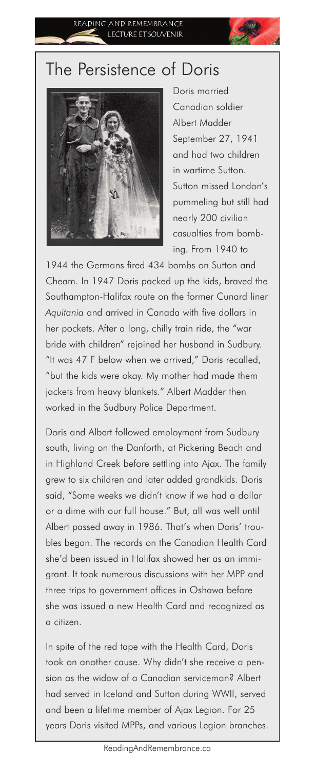# The Persistence of Doris

Doris married Canadian soldier Albert Madder September 27, 1941 and had two children in wartime Sutton. Sutton missed London's pummeling but still had nearly 200 civilian casualties from bombing. From 1940 to 1944 the Germans fired 434 bombs on Sutton and Cheam. In 1947 Doris packed up the kids, braved the Southampton-Halifax route on the former Cunard liner *Aquitania* and arrived in Canada with five dollars in her pockets. After a long, chilly train ride, the "war bride with children" rejoined her husband in Sudbury. "It was 47 F below when we arrived," Doris recalled, "but the kids were okay. My mother had made them jackets from heavy blankets." Albert Madder then worked in the Sudbury Police Department.

Doris and Albert followed employment from Sudbury south, living on the Danforth, at Pickering Beach and in Highland Creek before settling into Ajax. The family grew to six children and later added grandkids. Doris said, "Some weeks we didn't know if we had a dollar or a dime with our full house." But, all was well until Albert passed away in 1986. That's when Doris' troubles began. The records on the Canadian Health Card she'd been issued in Halifax showed her as an immigrant. It took numerous discussions with her MPP and three trips to government offices in Oshawa before she was issued a new Health Card and recognized as a citizen.

In spite of the red tape with the Health Card, Doris took on another cause. Why didn't she receive a pension as the widow of a Canadian serviceman? Albert had served in Iceland and Sutton during WWII, served and been a lifetime member of Ajax Legion. For 25 years Doris visited MPPs, and various Legion branches.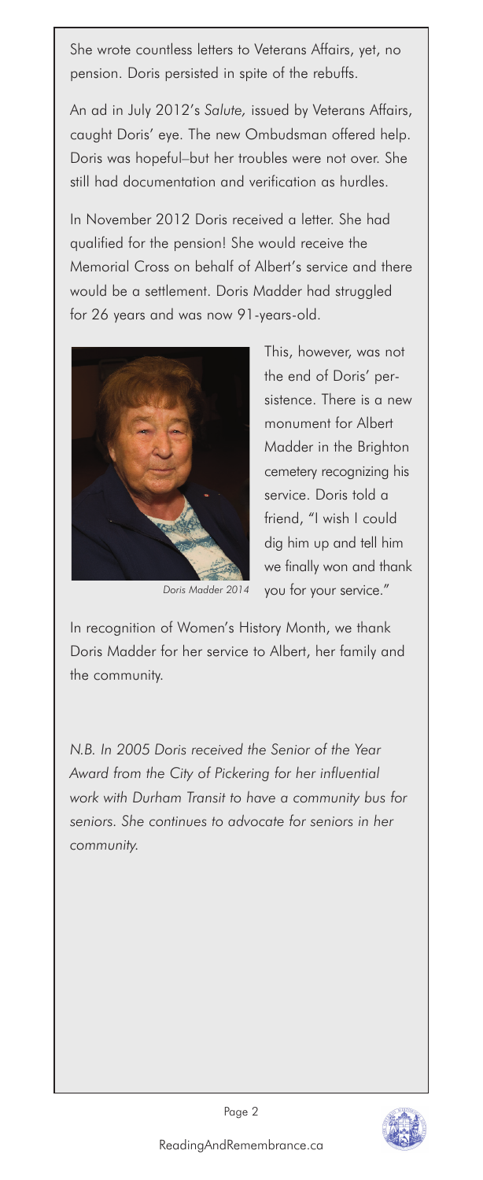She wrote countless letters to Veterans Affairs, yet, no pension. Doris persisted in spite of the rebuffs.

An ad in July 2012's *Salute,* issued by Veterans Affairs, caught Doris' eye. The new Ombudsman offered help. Doris was hopeful–but her troubles were not over. She still had documentation and verification as hurdles.

In November 2012 Doris received a letter. She had qualified for the pension! She would receive the Memorial Cross on behalf of Albert's service and there would be a settlement. Doris Madder had struggled for 26 years and was now 91-years-old.

*Doris Madder 2014*

This, however, was not the end of Doris' persistence. There is a new monument for Albert Madder in the Brighton cemetery recognizing his service. Doris told a friend, "I wish I could dig him up and tell him we finally won and thank you for your service."

In recognition of Women's History Month, we thank Doris Madder for her service to Albert, her family and the community.

*N.B. In 2005 Doris received the Senior of the Year Award from the City of Pickering for her influential work with Durham Transit to have a community bus for seniors. She continues to advocate for seniors in her community.*

ReadingAndRemembrance.ca